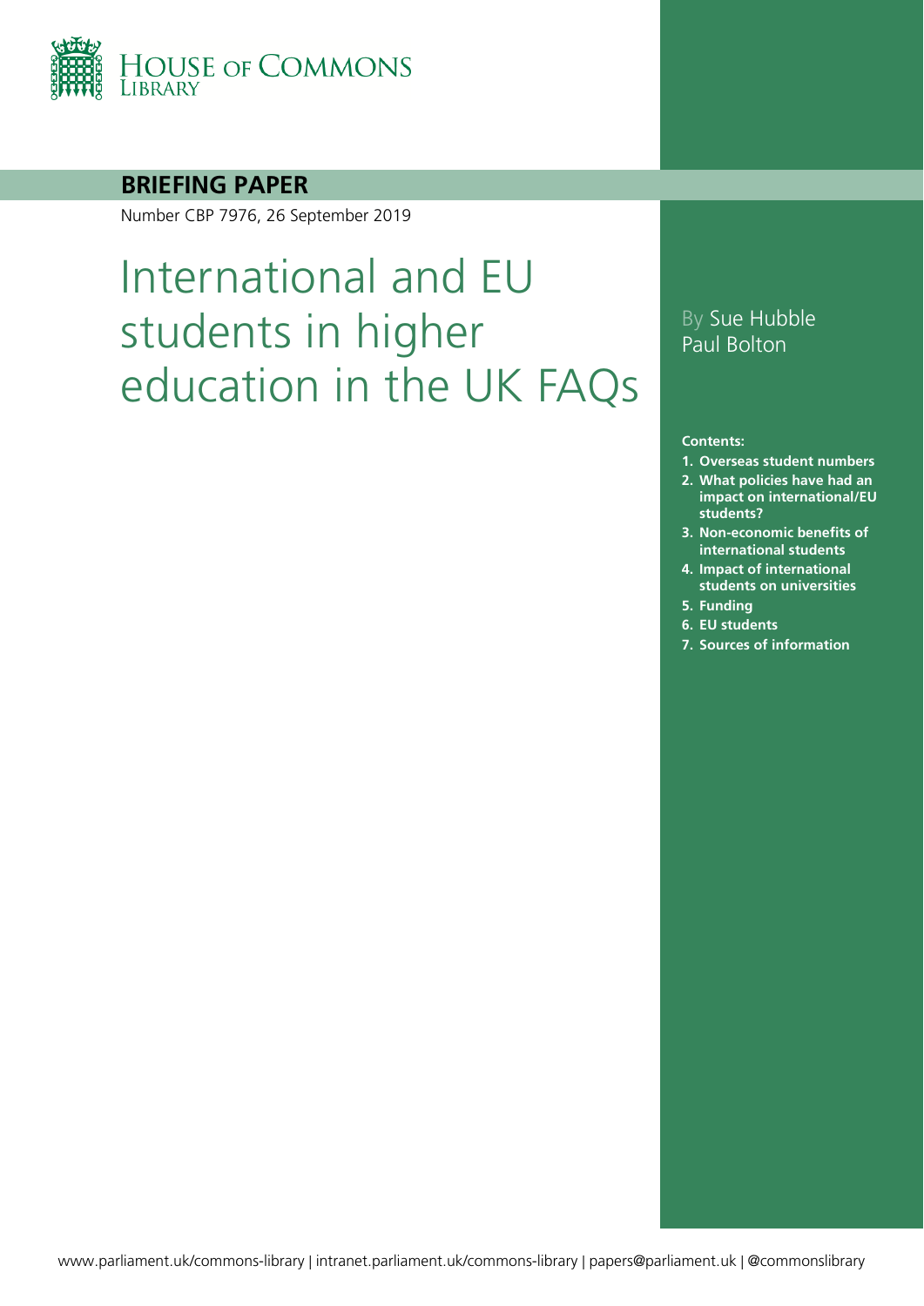HOUSE OF COMMONS LIBRARY

**BRIEFING PAPER**

Number CBP 7976, 26 September 2019

# International and EU students in higher education in the UK FAQs

By Sue Hubble
Paul Bolton

**Contents:**

1. **Overseas student numbers**
2. **What policies have had an impact on international/EU students?**
3. **Non-economic benefits of international students**
4. **Impact of international students on universities**
5. **Funding**
6. **EU students**
7. **Sources of information**

www.parliament.uk/commons-library | intranet.parliament.uk/commons-library | papers@parliament.uk | @commonslibrary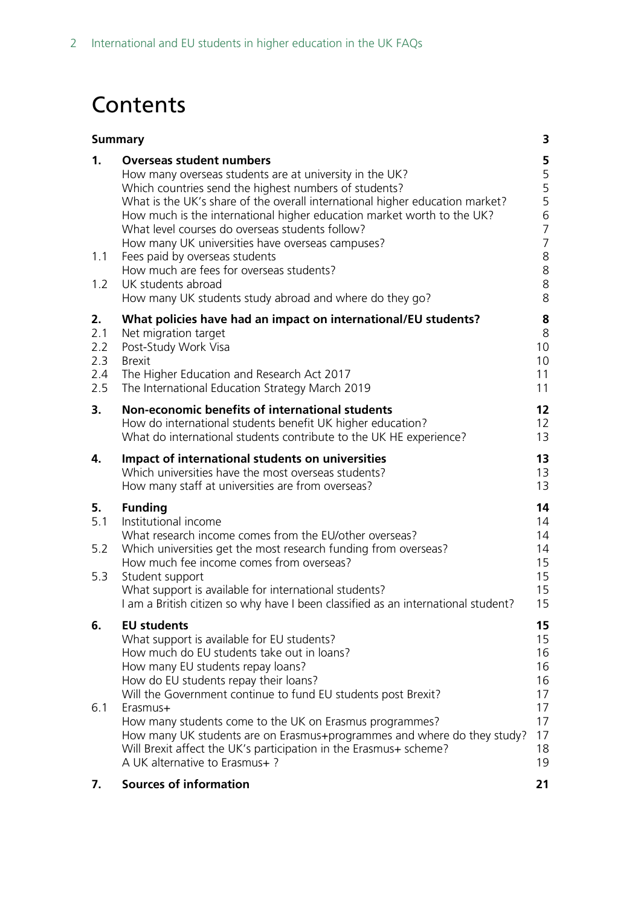# Contents

| | | |
|---|---|---|
| | **Summary** | **3** |
| **1.** | **Overseas student numbers** | **5** |
| | How many overseas students are at university in the UK? | 5 |
| | Which countries send the highest numbers of students? | 5 |
| | What is the UK's share of the overall international higher education market? | 5 |
| | How much is the international higher education market worth to the UK? | 6 |
| | What level courses do overseas students follow? | 7 |
| | How many UK universities have overseas campuses? | 7 |
| 1.1 | Fees paid by overseas students | 8 |
| | How much are fees for overseas students? | 8 |
| 1.2 | UK students abroad | 8 |
| | How many UK students study abroad and where do they go? | 8 |
| **2.** | **What policies have had an impact on international/EU students?** | **8** |
| 2.1 | Net migration target | 8 |
| 2.2 | Post-Study Work Visa | 10 |
| 2.3 | Brexit | 10 |
| 2.4 | The Higher Education and Research Act 2017 | 11 |
| 2.5 | The International Education Strategy March 2019 | 11 |
| **3.** | **Non-economic benefits of international students** | **12** |
| | How do international students benefit UK higher education? | 12 |
| | What do international students contribute to the UK HE experience? | 13 |
| **4.** | **Impact of international students on universities** | **13** |
| | Which universities have the most overseas students? | 13 |
| | How many staff at universities are from overseas? | 13 |
| **5.** | **Funding** | **14** |
| 5.1 | Institutional income | 14 |
| | What research income comes from the EU/other overseas? | 14 |
| 5.2 | Which universities get the most research funding from overseas? | 14 |
| | How much fee income comes from overseas? | 15 |
| 5.3 | Student support | 15 |
| | What support is available for international students? | 15 |
| | I am a British citizen so why have I been classified as an international student? | 15 |
| **6.** | **EU students** | **15** |
| | What support is available for EU students? | 15 |
| | How much do EU students take out in loans? | 16 |
| | How many EU students repay loans? | 16 |
| | How do EU students repay their loans? | 16 |
| | Will the Government continue to fund EU students post Brexit? | 17 |
| 6.1 | Erasmus+ | 17 |
| | How many students come to the UK on Erasmus programmes? | 17 |
| | How many UK students are on Erasmus+programmes and where do they study? | 17 |
| | Will Brexit affect the UK's participation in the Erasmus+ scheme? | 18 |
| | A UK alternative to Erasmus+ ? | 19 |
| **7.** | **Sources of information** | **21** |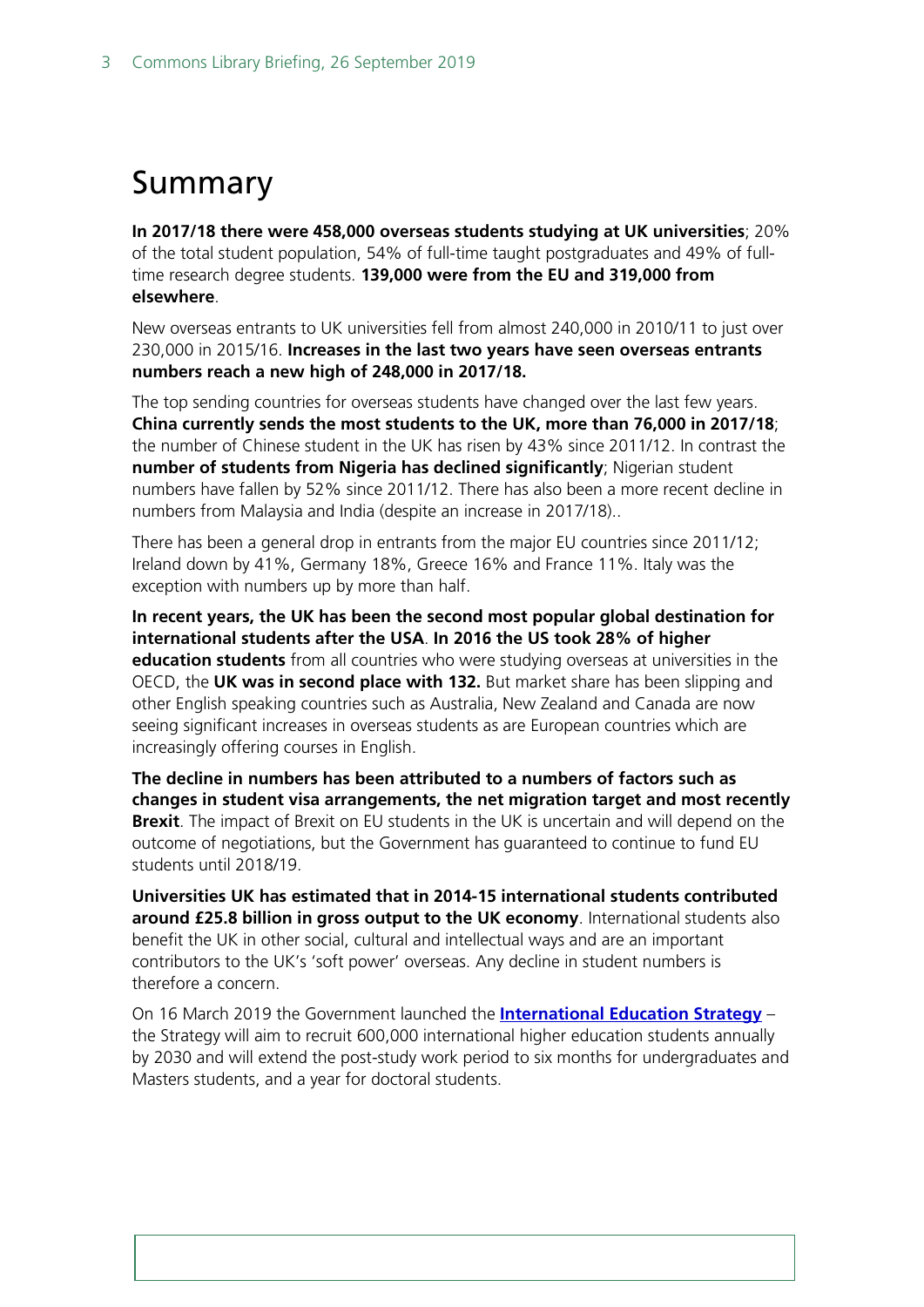# Summary

**In 2017/18 there were 458,000 overseas students studying at UK universities**; 20% of the total student population, 54% of full-time taught postgraduates and 49% of full-time research degree students. **139,000 were from the EU and 319,000 from elsewhere**.

New overseas entrants to UK universities fell from almost 240,000 in 2010/11 to just over 230,000 in 2015/16. **Increases in the last two years have seen overseas entrants numbers reach a new high of 248,000 in 2017/18.**

The top sending countries for overseas students have changed over the last few years. **China currently sends the most students to the UK, more than 76,000 in 2017/18**; the number of Chinese student in the UK has risen by 43% since 2011/12. In contrast the **number of students from Nigeria has declined significantly**; Nigerian student numbers have fallen by 52% since 2011/12. There has also been a more recent decline in numbers from Malaysia and India (despite an increase in 2017/18)..

There has been a general drop in entrants from the major EU countries since 2011/12; Ireland down by 41%, Germany 18%, Greece 16% and France 11%. Italy was the exception with numbers up by more than half.

**In recent years, the UK has been the second most popular global destination for international students after the USA**. **In 2016 the US took 28% of higher education students** from all countries who were studying overseas at universities in the OECD, the **UK was in second place with 132.** But market share has been slipping and other English speaking countries such as Australia, New Zealand and Canada are now seeing significant increases in overseas students as are European countries which are increasingly offering courses in English.

**The decline in numbers has been attributed to a numbers of factors such as changes in student visa arrangements, the net migration target and most recently Brexit**. The impact of Brexit on EU students in the UK is uncertain and will depend on the outcome of negotiations, but the Government has guaranteed to continue to fund EU students until 2018/19.

**Universities UK has estimated that in 2014-15 international students contributed around £25.8 billion in gross output to the UK economy**. International students also benefit the UK in other social, cultural and intellectual ways and are an important contributors to the UK's 'soft power' overseas. Any decline in student numbers is therefore a concern.

On 16 March 2019 the Government launched the **International Education Strategy** – the Strategy will aim to recruit 600,000 international higher education students annually by 2030 and will extend the post-study work period to six months for undergraduates and Masters students, and a year for doctoral students.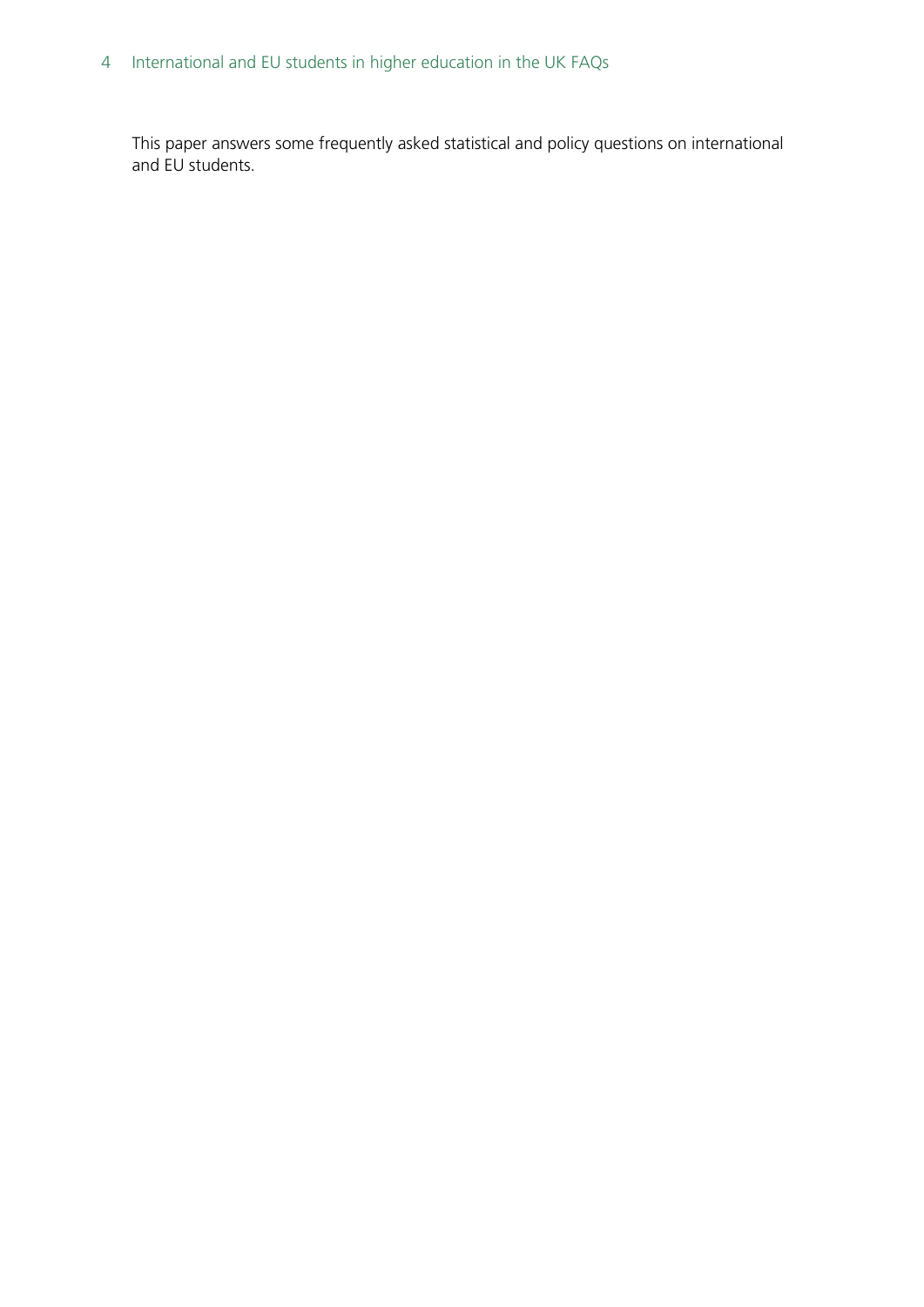This paper answers some frequently asked statistical and policy questions on international and EU students.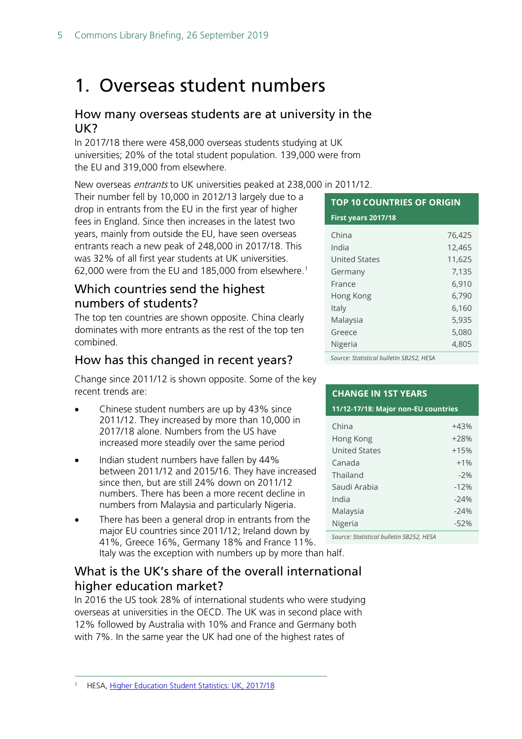# 1. Overseas student numbers

## How many overseas students are at university in the UK?

In 2017/18 there were 458,000 overseas students studying at UK universities; 20% of the total student population. 139,000 were from the EU and 319,000 from elsewhere.

New overseas *entrants* to UK universities peaked at 238,000 in 2011/12. Their number fell by 10,000 in 2012/13 largely due to a drop in entrants from the EU in the first year of higher fees in England. Since then increases in the latest two years, mainly from outside the EU, have seen overseas entrants reach a new peak of 248,000 in 2017/18. This was 32% of all first year students at UK universities. 62,000 were from the EU and 185,000 from elsewhere.[1]

**TOP 10 COUNTRIES OF ORIGIN**

**First years 2017/18**

| | |
|---|---|
| China | 76,425 |
| India | 12,465 |
| United States | 11,625 |
| Germany | 7,135 |
| France | 6,910 |
| Hong Kong | 6,790 |
| Italy | 6,160 |
| Malaysia | 5,935 |
| Greece | 5,080 |
| Nigeria | 4,805 |

*Source: Statistical bulletin SB252, HESA*

## Which countries send the highest numbers of students?

The top ten countries are shown opposite. China clearly dominates with more entrants as the rest of the top ten combined.

## How has this changed in recent years?

Change since 2011/12 is shown opposite. Some of the key recent trends are:

**CHANGE IN 1ST YEARS**

**11/12-17/18: Major non-EU countries**

| | |
|---|---|
| China | +43% |
| Hong Kong | +28% |
| United States | +15% |
| Canada | +1% |
| Thailand | -2% |
| Saudi Arabia | -12% |
| India | -24% |
| Malaysia | -24% |
| Nigeria | -52% |

*Source: Statistical bulletin SB252, HESA*

- Chinese student numbers are up by 43% since 2011/12. They increased by more than 10,000 in 2017/18 alone. Numbers from the US have increased more steadily over the same period
- Indian student numbers have fallen by 44% between 2011/12 and 2015/16. They have increased since then, but are still 24% down on 2011/12 numbers. There has been a more recent decline in numbers from Malaysia and particularly Nigeria.
- There has been a general drop in entrants from the major EU countries since 2011/12; Ireland down by 41%, Greece 16%, Germany 18% and France 11%. Italy was the exception with numbers up by more than half.

## What is the UK's share of the overall international higher education market?

In 2016 the US took 28% of international students who were studying overseas at universities in the OECD. The UK was in second place with 12% followed by Australia with 10% and France and Germany both with 7%. In the same year the UK had one of the highest rates of

[1] HESA, Higher Education Student Statistics: UK, 2017/18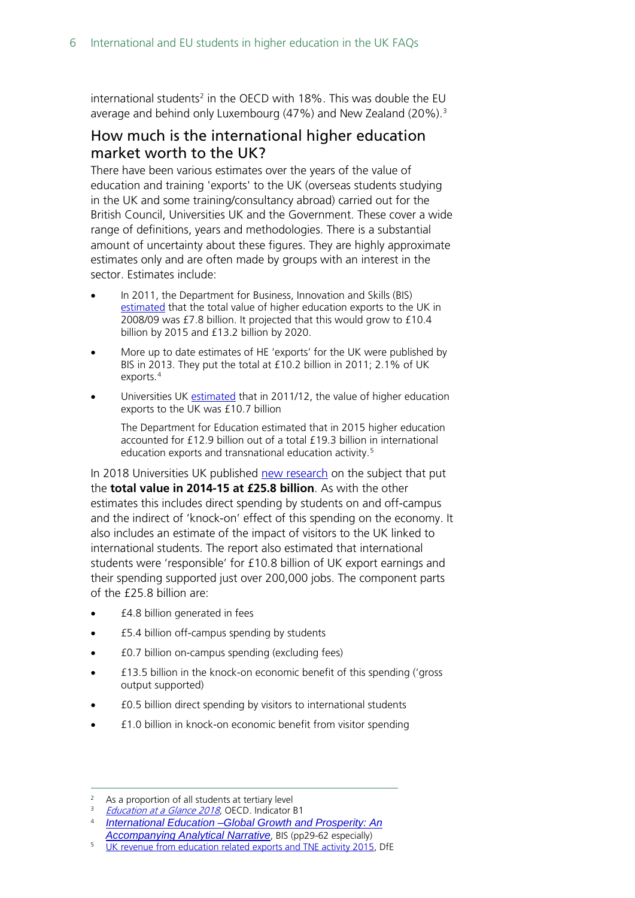international students[2] in the OECD with 18%. This was double the EU average and behind only Luxembourg (47%) and New Zealand (20%).[3]

## How much is the international higher education market worth to the UK?

There have been various estimates over the years of the value of education and training 'exports' to the UK (overseas students studying in the UK and some training/consultancy abroad) carried out for the British Council, Universities UK and the Government. These cover a wide range of definitions, years and methodologies. There is a substantial amount of uncertainty about these figures. They are highly approximate estimates only and are often made by groups with an interest in the sector. Estimates include:

- In 2011, the Department for Business, Innovation and Skills (BIS) estimated that the total value of higher education exports to the UK in 2008/09 was £7.8 billion. It projected that this would grow to £10.4 billion by 2015 and £13.2 billion by 2020.
- More up to date estimates of HE 'exports' for the UK were published by BIS in 2013. They put the total at £10.2 billion in 2011; 2.1% of UK exports.[4]
- Universities UK estimated that in 2011/12, the value of higher education exports to the UK was £10.7 billion

  The Department for Education estimated that in 2015 higher education accounted for £12.9 billion out of a total £19.3 billion in international education exports and transnational education activity.[5]

In 2018 Universities UK published new research on the subject that put the **total value in 2014-15 at £25.8 billion**. As with the other estimates this includes direct spending by students on and off-campus and the indirect of 'knock-on' effect of this spending on the economy. It also includes an estimate of the impact of visitors to the UK linked to international students. The report also estimated that international students were 'responsible' for £10.8 billion of UK export earnings and their spending supported just over 200,000 jobs. The component parts of the £25.8 billion are:

- £4.8 billion generated in fees
- £5.4 billion off-campus spending by students
- £0.7 billion on-campus spending (excluding fees)
- £13.5 billion in the knock-on economic benefit of this spending ('gross output supported)
- £0.5 billion direct spending by visitors to international students
- £1.0 billion in knock-on economic benefit from visitor spending

---

[2] As a proportion of all students at tertiary level

[3] *Education at a Glance 2018*, OECD. Indicator B1

[4] *International Education –Global Growth and Prosperity: An Accompanying Analytical Narrative*, BIS (pp29-62 especially)

[5] UK revenue from education related exports and TNE activity 2015, DfE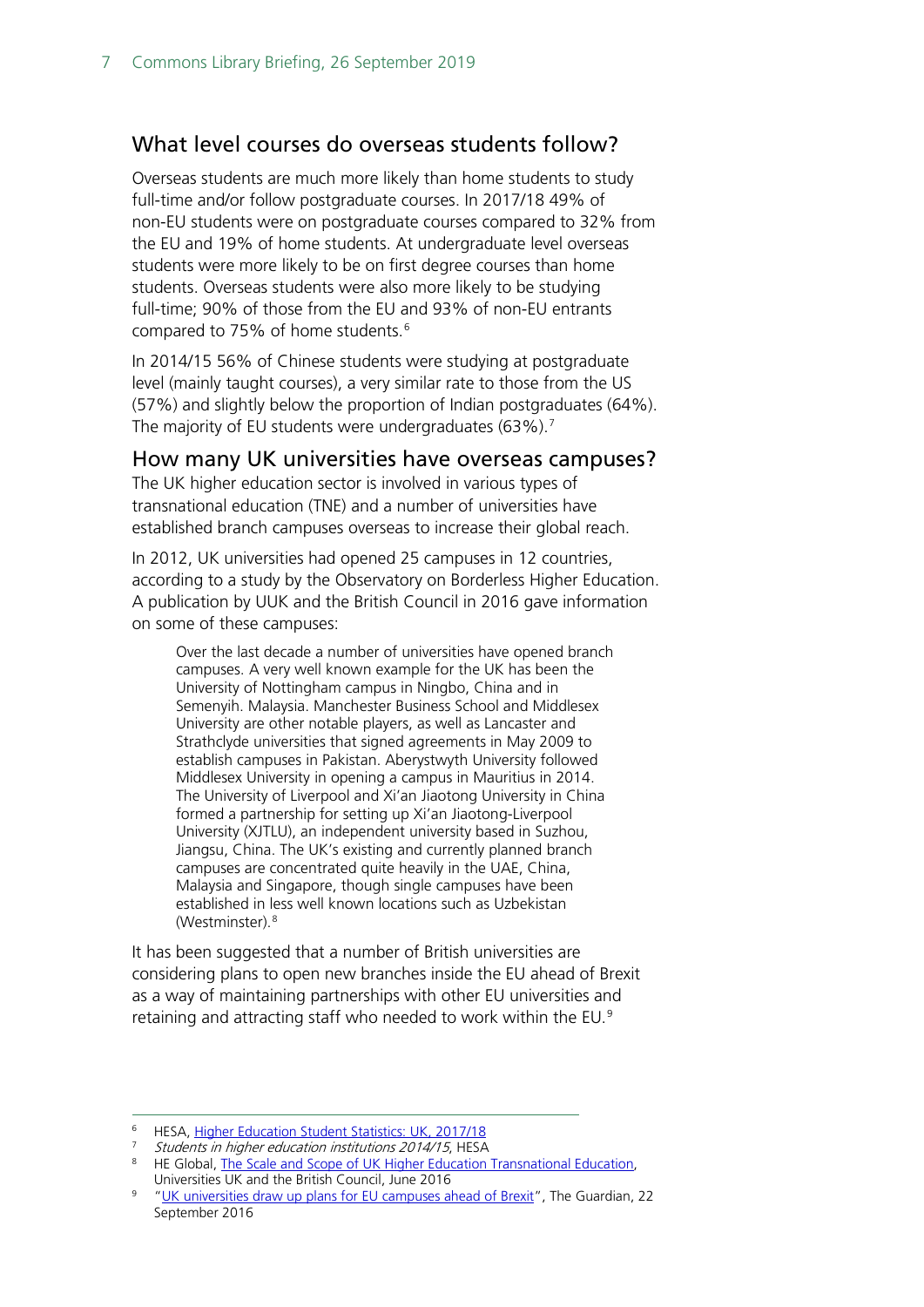## What level courses do overseas students follow?

Overseas students are much more likely than home students to study full-time and/or follow postgraduate courses. In 2017/18 49% of non-EU students were on postgraduate courses compared to 32% from the EU and 19% of home students. At undergraduate level overseas students were more likely to be on first degree courses than home students. Overseas students were also more likely to be studying full-time; 90% of those from the EU and 93% of non-EU entrants compared to 75% of home students.[6]

In 2014/15 56% of Chinese students were studying at postgraduate level (mainly taught courses), a very similar rate to those from the US (57%) and slightly below the proportion of Indian postgraduates (64%). The majority of EU students were undergraduates (63%).[7]

## How many UK universities have overseas campuses?

The UK higher education sector is involved in various types of transnational education (TNE) and a number of universities have established branch campuses overseas to increase their global reach.

In 2012, UK universities had opened 25 campuses in 12 countries, according to a study by the Observatory on Borderless Higher Education. A publication by UUK and the British Council in 2016 gave information on some of these campuses:

> Over the last decade a number of universities have opened branch campuses. A very well known example for the UK has been the University of Nottingham campus in Ningbo, China and in Semenyih. Malaysia. Manchester Business School and Middlesex University are other notable players, as well as Lancaster and Strathclyde universities that signed agreements in May 2009 to establish campuses in Pakistan. Aberystwyth University followed Middlesex University in opening a campus in Mauritius in 2014. The University of Liverpool and Xi'an Jiaotong University in China formed a partnership for setting up Xi'an Jiaotong-Liverpool University (XJTLU), an independent university based in Suzhou, Jiangsu, China. The UK's existing and currently planned branch campuses are concentrated quite heavily in the UAE, China, Malaysia and Singapore, though single campuses have been established in less well known locations such as Uzbekistan (Westminster).[8]

It has been suggested that a number of British universities are considering plans to open new branches inside the EU ahead of Brexit as a way of maintaining partnerships with other EU universities and retaining and attracting staff who needed to work within the EU.[9]

---

[6] HESA, Higher Education Student Statistics: UK, 2017/18

[7] *Students in higher education institutions 2014/15*, HESA

[8] HE Global, The Scale and Scope of UK Higher Education Transnational Education, Universities UK and the British Council, June 2016

[9] "UK universities draw up plans for EU campuses ahead of Brexit", The Guardian, 22 September 2016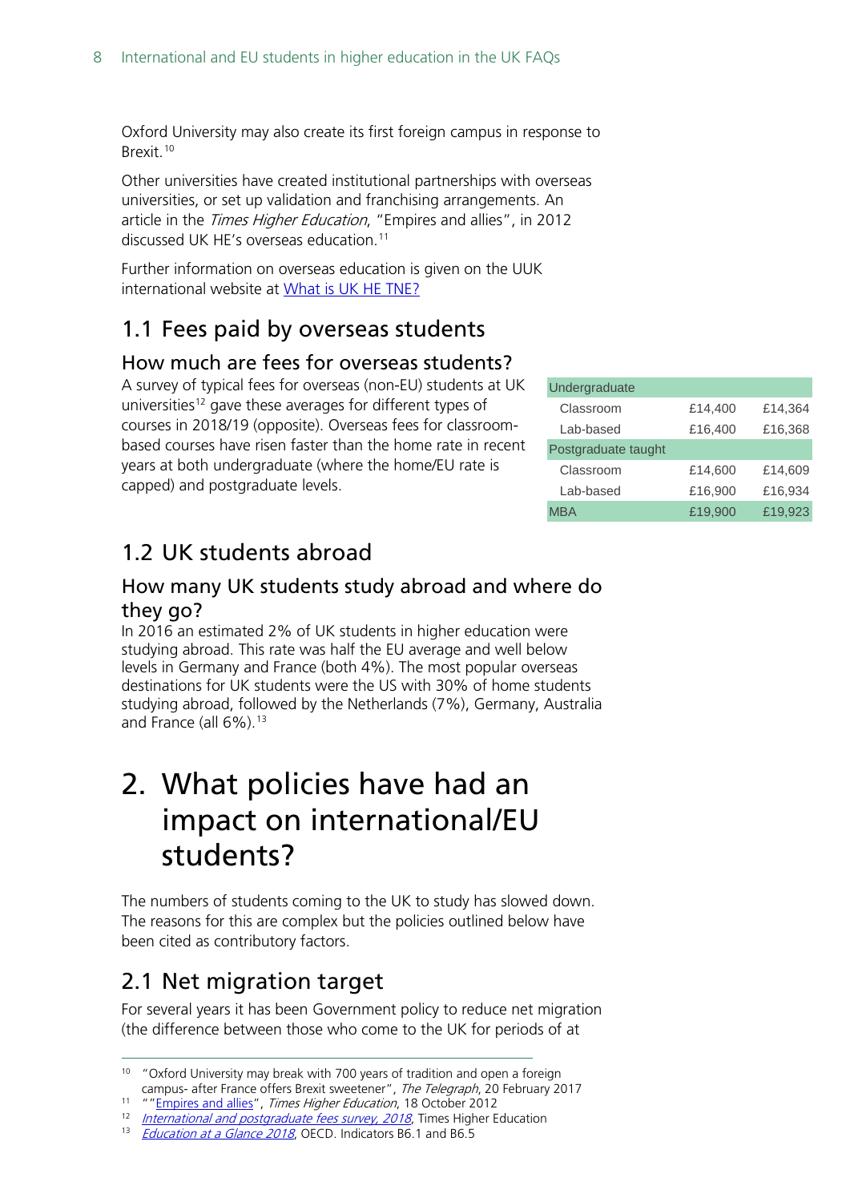Oxford University may also create its first foreign campus in response to Brexit.[10]

Other universities have created institutional partnerships with overseas universities, or set up validation and franchising arrangements. An article in the *Times Higher Education*, "Empires and allies", in 2012 discussed UK HE's overseas education.[11]

Further information on overseas education is given on the UUK international website at [What is UK HE TNE?](#)

## 1.1 Fees paid by overseas students

### How much are fees for overseas students?

A survey of typical fees for overseas (non-EU) students at UK universities[12] gave these averages for different types of courses in 2018/19 (opposite). Overseas fees for classroom-based courses have risen faster than the home rate in recent years at both undergraduate (where the home/EU rate is capped) and postgraduate levels.

| | | |
|---|---|---|
| Undergraduate | | |
| Classroom | £14,400 | £14,364 |
| Lab-based | £16,400 | £16,368 |
| Postgraduate taught | | |
| Classroom | £14,600 | £14,609 |
| Lab-based | £16,900 | £16,934 |
| MBA | £19,900 | £19,923 |

## 1.2 UK students abroad

### How many UK students study abroad and where do they go?

In 2016 an estimated 2% of UK students in higher education were studying abroad. This rate was half the EU average and well below levels in Germany and France (both 4%). The most popular overseas destinations for UK students were the US with 30% of home students studying abroad, followed by the Netherlands (7%), Germany, Australia and France (all 6%).[13]

# 2. What policies have had an impact on international/EU students?

The numbers of students coming to the UK to study has slowed down. The reasons for this are complex but the policies outlined below have been cited as contributory factors.

## 2.1 Net migration target

For several years it has been Government policy to reduce net migration (the difference between those who come to the UK for periods of at

---

[10] "Oxford University may break with 700 years of tradition and open a foreign campus- after France offers Brexit sweetener", *The Telegraph*, 20 February 2017

[11] ""Empires and allies", *Times Higher Education*, 18 October 2012

[12] *International and postgraduate fees survey, 2018*, Times Higher Education

[13] *Education at a Glance 2018*, OECD. Indicators B6.1 and B6.5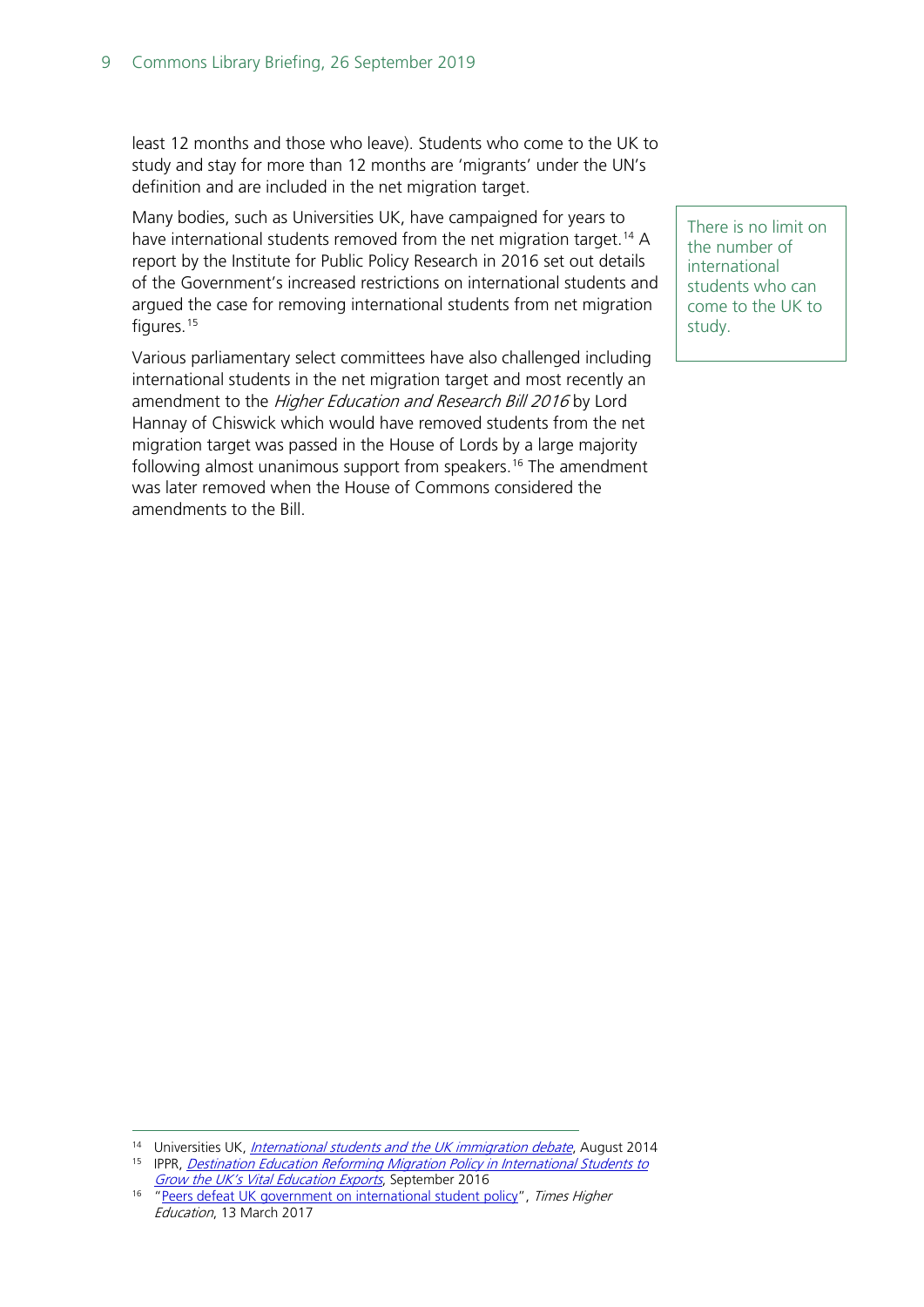least 12 months and those who leave). Students who come to the UK to study and stay for more than 12 months are 'migrants' under the UN's definition and are included in the net migration target.

Many bodies, such as Universities UK, have campaigned for years to have international students removed from the net migration target.[14] A report by the Institute for Public Policy Research in 2016 set out details of the Government's increased restrictions on international students and argued the case for removing international students from net migration figures.[15]

There is no limit on the number of international students who can come to the UK to study.

Various parliamentary select committees have also challenged including international students in the net migration target and most recently an amendment to the *Higher Education and Research Bill 2016* by Lord Hannay of Chiswick which would have removed students from the net migration target was passed in the House of Lords by a large majority following almost unanimous support from speakers.[16] The amendment was later removed when the House of Commons considered the amendments to the Bill.

---

[14] Universities UK, *International students and the UK immigration debate*, August 2014

[15] IPPR, *Destination Education Reforming Migration Policy in International Students to Grow the UK's Vital Education Exports*, September 2016

[16] "Peers defeat UK government on international student policy", *Times Higher Education*, 13 March 2017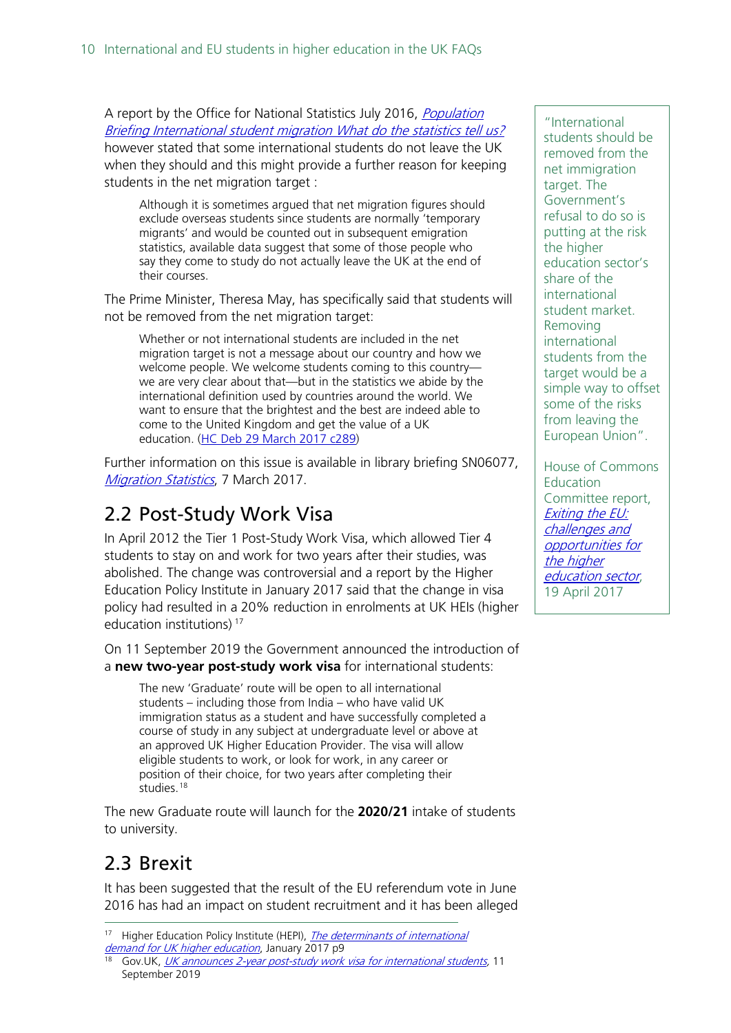A report by the Office for National Statistics July 2016, *Population Briefing International student migration What do the statistics tell us?* however stated that some international students do not leave the UK when they should and this might provide a further reason for keeping students in the net migration target :

> Although it is sometimes argued that net migration figures should exclude overseas students since students are normally 'temporary migrants' and would be counted out in subsequent emigration statistics, available data suggest that some of those people who say they come to study do not actually leave the UK at the end of their courses.

The Prime Minister, Theresa May, has specifically said that students will not be removed from the net migration target:

> Whether or not international students are included in the net migration target is not a message about our country and how we welcome people. We welcome students coming to this country—we are very clear about that—but in the statistics we abide by the international definition used by countries around the world. We want to ensure that the brightest and the best are indeed able to come to the United Kingdom and get the value of a UK education. (HC Deb 29 March 2017 c289)

Further information on this issue is available in library briefing SN06077, *Migration Statistics*, 7 March 2017.

> "International students should be removed from the net immigration target. The Government's refusal to do so is putting at the risk the higher education sector's share of the international student market. Removing international students from the target would be a simple way to offset some of the risks from leaving the European Union".
>
> House of Commons Education Committee report, *Exiting the EU: challenges and opportunities for the higher education sector*, 19 April 2017

## 2.2 Post-Study Work Visa

In April 2012 the Tier 1 Post-Study Work Visa, which allowed Tier 4 students to stay on and work for two years after their studies, was abolished. The change was controversial and a report by the Higher Education Policy Institute in January 2017 said that the change in visa policy had resulted in a 20% reduction in enrolments at UK HEIs (higher education institutions) [17]

On 11 September 2019 the Government announced the introduction of a **new two-year post-study work visa** for international students:

> The new 'Graduate' route will be open to all international students – including those from India – who have valid UK immigration status as a student and have successfully completed a course of study in any subject at undergraduate level or above at an approved UK Higher Education Provider. The visa will allow eligible students to work, or look for work, in any career or position of their choice, for two years after completing their studies.[18]

The new Graduate route will launch for the **2020/21** intake of students to university.

## 2.3 Brexit

It has been suggested that the result of the EU referendum vote in June 2016 has had an impact on student recruitment and it has been alleged

---

[17] Higher Education Policy Institute (HEPI), *The determinants of international demand for UK higher education*, January 2017 p9

[18] Gov.UK, *UK announces 2-year post-study work visa for international students*, 11 September 2019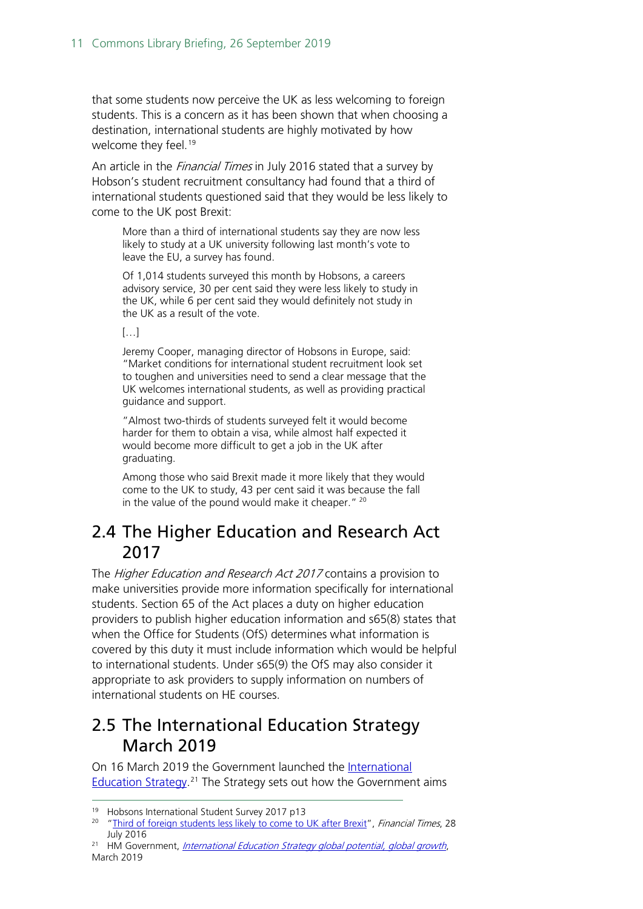that some students now perceive the UK as less welcoming to foreign students. This is a concern as it has been shown that when choosing a destination, international students are highly motivated by how welcome they feel.[19]

An article in the *Financial Times* in July 2016 stated that a survey by Hobson's student recruitment consultancy had found that a third of international students questioned said that they would be less likely to come to the UK post Brexit:

> More than a third of international students say they are now less likely to study at a UK university following last month's vote to leave the EU, a survey has found.
>
> Of 1,014 students surveyed this month by Hobsons, a careers advisory service, 30 per cent said they were less likely to study in the UK, while 6 per cent said they would definitely not study in the UK as a result of the vote.
>
> […]
>
> Jeremy Cooper, managing director of Hobsons in Europe, said: "Market conditions for international student recruitment look set to toughen and universities need to send a clear message that the UK welcomes international students, as well as providing practical guidance and support.
>
> "Almost two-thirds of students surveyed felt it would become harder for them to obtain a visa, while almost half expected it would become more difficult to get a job in the UK after graduating.
>
> Among those who said Brexit made it more likely that they would come to the UK to study, 43 per cent said it was because the fall in the value of the pound would make it cheaper." [20]

## 2.4 The Higher Education and Research Act 2017

The *Higher Education and Research Act 2017* contains a provision to make universities provide more information specifically for international students. Section 65 of the Act places a duty on higher education providers to publish higher education information and s65(8) states that when the Office for Students (OfS) determines what information is covered by this duty it must include information which would be helpful to international students. Under s65(9) the OfS may also consider it appropriate to ask providers to supply information on numbers of international students on HE courses.

## 2.5 The International Education Strategy March 2019

On 16 March 2019 the Government launched the International Education Strategy.[21] The Strategy sets out how the Government aims

---

[19] Hobsons International Student Survey 2017 p13

[20] "Third of foreign students less likely to come to UK after Brexit", *Financial Times*, 28 July 2016

[21] HM Government, *International Education Strategy global potential, global growth*, March 2019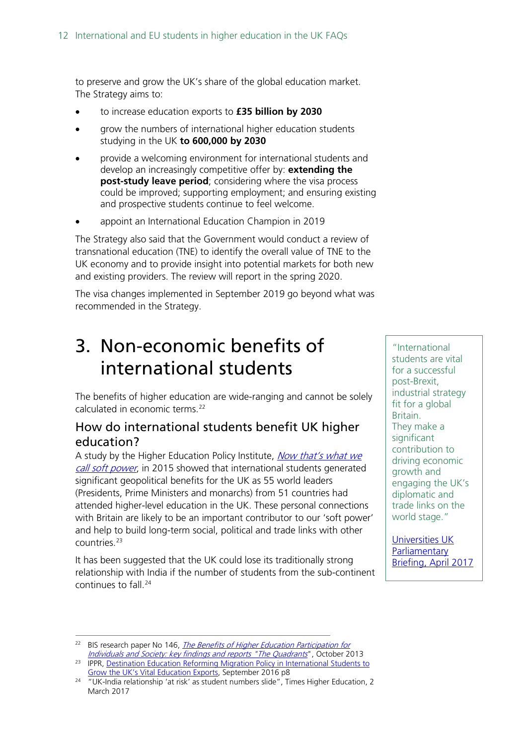to preserve and grow the UK's share of the global education market. The Strategy aims to:

- to increase education exports to **£35 billion by 2030**
- grow the numbers of international higher education students studying in the UK **to 600,000 by 2030**
- provide a welcoming environment for international students and develop an increasingly competitive offer by: **extending the post-study leave period**; considering where the visa process could be improved; supporting employment; and ensuring existing and prospective students continue to feel welcome.
- appoint an International Education Champion in 2019

The Strategy also said that the Government would conduct a review of transnational education (TNE) to identify the overall value of TNE to the UK economy and to provide insight into potential markets for both new and existing providers. The review will report in the spring 2020.

The visa changes implemented in September 2019 go beyond what was recommended in the Strategy.

# 3. Non-economic benefits of international students

The benefits of higher education are wide-ranging and cannot be solely calculated in economic terms.[22]

## How do international students benefit UK higher education?

A study by the Higher Education Policy Institute, *Now that's what we call soft power*, in 2015 showed that international students generated significant geopolitical benefits for the UK as 55 world leaders (Presidents, Prime Ministers and monarchs) from 51 countries had attended higher-level education in the UK. These personal connections with Britain are likely to be an important contributor to our 'soft power' and help to build long-term social, political and trade links with other countries.[23]

It has been suggested that the UK could lose its traditionally strong relationship with India if the number of students from the sub-continent continues to fall.[24]

> "International students are vital for a successful post-Brexit, industrial strategy fit for a global Britain.
> They make a significant contribution to driving economic growth and engaging the UK's diplomatic and trade links on the world stage."
>
> Universities UK Parliamentary Briefing, April 2017

---

[22] BIS research paper No 146, *The Benefits of Higher Education Participation for Individuals and Society: key findings and reports "The Quadrants"*, October 2013

[23] IPPR, Destination Education Reforming Migration Policy in International Students to Grow the UK's Vital Education Exports, September 2016 p8

[24] "UK-India relationship 'at risk' as student numbers slide", Times Higher Education, 2 March 2017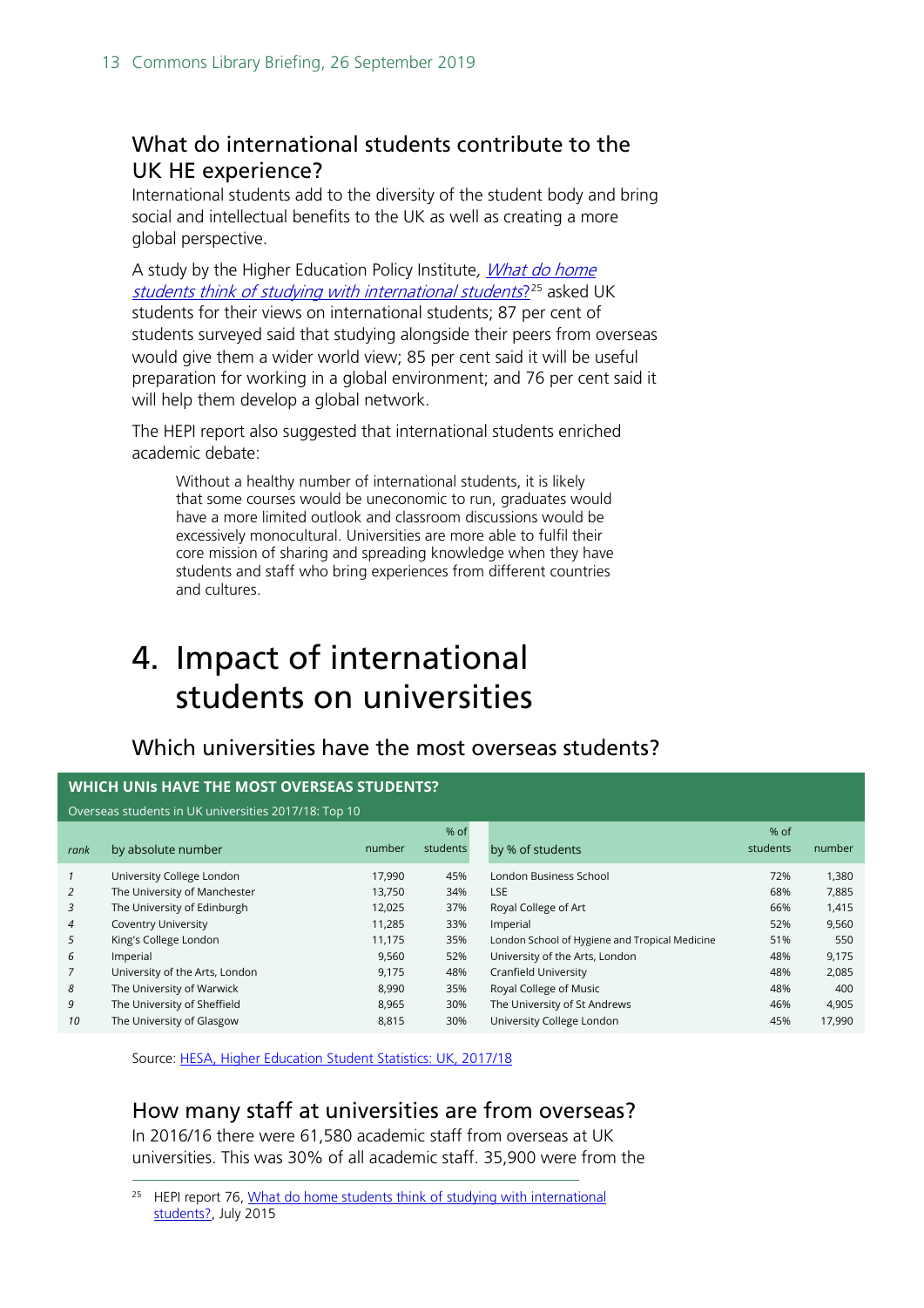## What do international students contribute to the UK HE experience?

International students add to the diversity of the student body and bring social and intellectual benefits to the UK as well as creating a more global perspective.

A study by the Higher Education Policy Institute, *What do home students think of studying with international students?*[25] asked UK students for their views on international students; 87 per cent of students surveyed said that studying alongside their peers from overseas would give them a wider world view; 85 per cent said it will be useful preparation for working in a global environment; and 76 per cent said it will help them develop a global network.

The HEPI report also suggested that international students enriched academic debate:

> Without a healthy number of international students, it is likely that some courses would be uneconomic to run, graduates would have a more limited outlook and classroom discussions would be excessively monocultural. Universities are more able to fulfil their core mission of sharing and spreading knowledge when they have students and staff who bring experiences from different countries and cultures.

# 4. Impact of international students on universities

## Which universities have the most overseas students?

**WHICH UNIs HAVE THE MOST OVERSEAS STUDENTS?**

Overseas students in UK universities 2017/18: Top 10

| rank | by absolute number | number | % of students | by % of students | % of students | number |
|---|---|---|---|---|---|---|
| 1 | University College London | 17,990 | 45% | London Business School | 72% | 1,380 |
| 2 | The University of Manchester | 13,750 | 34% | LSE | 68% | 7,885 |
| 3 | The University of Edinburgh | 12,025 | 37% | Royal College of Art | 66% | 1,415 |
| 4 | Coventry University | 11,285 | 33% | Imperial | 52% | 9,560 |
| 5 | King's College London | 11,175 | 35% | London School of Hygiene and Tropical Medicine | 51% | 550 |
| 6 | Imperial | 9,560 | 52% | University of the Arts, London | 48% | 9,175 |
| 7 | University of the Arts, London | 9,175 | 48% | Cranfield University | 48% | 2,085 |
| 8 | The University of Warwick | 8,990 | 35% | Royal College of Music | 48% | 400 |
| 9 | The University of Sheffield | 8,965 | 30% | The University of St Andrews | 46% | 4,905 |
| 10 | The University of Glasgow | 8,815 | 30% | University College London | 45% | 17,990 |

Source: HESA, Higher Education Student Statistics: UK, 2017/18

## How many staff at universities are from overseas?

In 2016/16 there were 61,580 academic staff from overseas at UK universities. This was 30% of all academic staff. 35,900 were from the

[25] HEPI report 76, What do home students think of studying with international students?, July 2015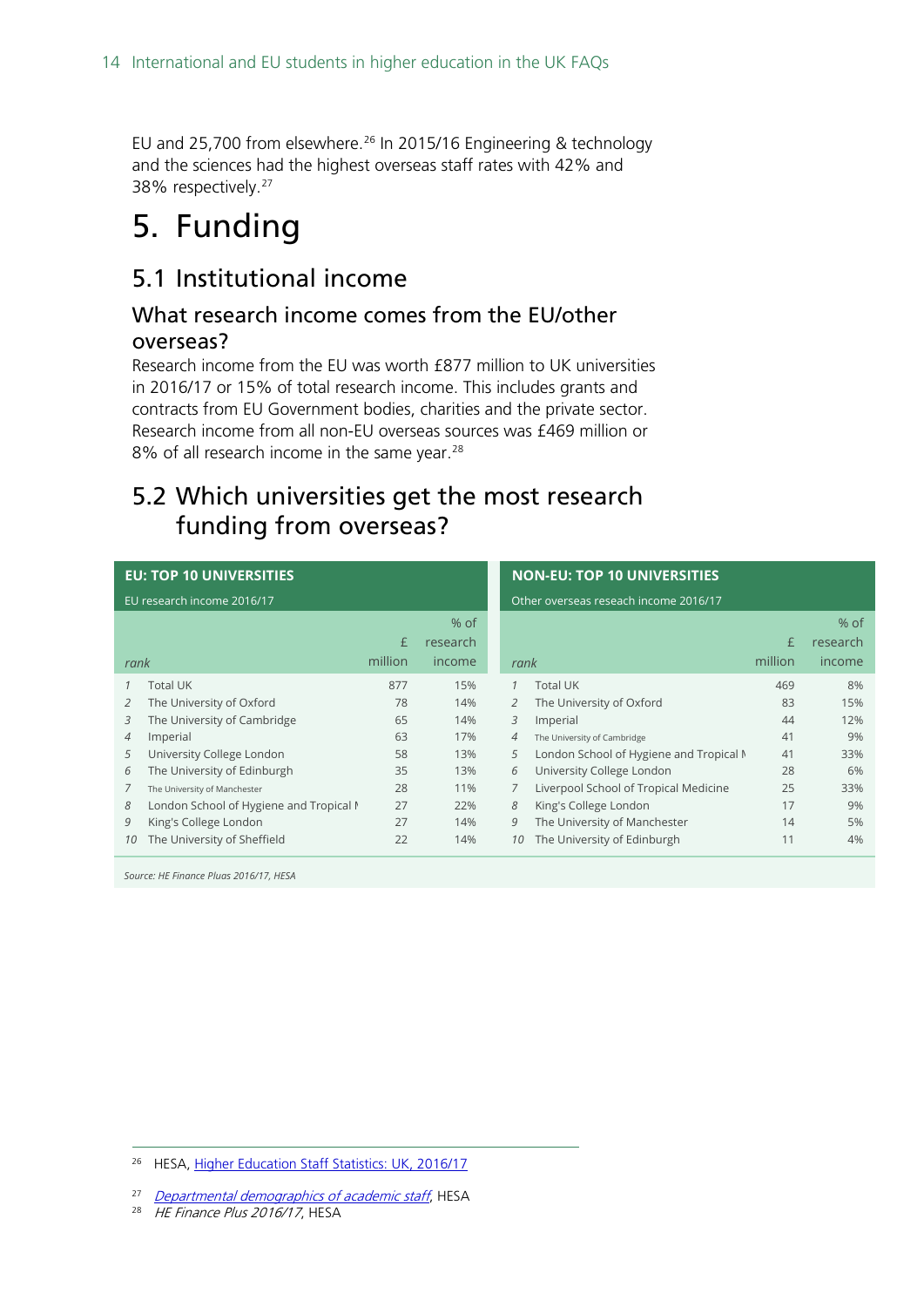EU and 25,700 from elsewhere.[26] In 2015/16 Engineering & technology and the sciences had the highest overseas staff rates with 42% and 38% respectively.[27]

# 5. Funding

## 5.1 Institutional income

### What research income comes from the EU/other overseas?

Research income from the EU was worth £877 million to UK universities in 2016/17 or 15% of total research income. This includes grants and contracts from EU Government bodies, charities and the private sector. Research income from all non-EU overseas sources was £469 million or 8% of all research income in the same year.[28]

## 5.2 Which universities get the most research funding from overseas?

**EU: TOP 10 UNIVERSITIES**

EU research income 2016/17

| rank | | £ million | % of research income |
|---|---|---|---|
| 1 | Total UK | 877 | 15% |
| 2 | The University of Oxford | 78 | 14% |
| 3 | The University of Cambridge | 65 | 14% |
| 4 | Imperial | 63 | 17% |
| 5 | University College London | 58 | 13% |
| 6 | The University of Edinburgh | 35 | 13% |
| 7 | The University of Manchester | 28 | 11% |
| 8 | London School of Hygiene and Tropical I | 27 | 22% |
| 9 | King's College London | 27 | 14% |
| 10 | The University of Sheffield | 22 | 14% |

**NON-EU: TOP 10 UNIVERSITIES**

Other overseas reseach income 2016/17

| rank | | £ million | % of research income |
|---|---|---|---|
| 1 | Total UK | 469 | 8% |
| 2 | The University of Oxford | 83 | 15% |
| 3 | Imperial | 44 | 12% |
| 4 | The University of Cambridge | 41 | 9% |
| 5 | London School of Hygiene and Tropical I | 41 | 33% |
| 6 | University College London | 28 | 6% |
| 7 | Liverpool School of Tropical Medicine | 25 | 33% |
| 8 | King's College London | 17 | 9% |
| 9 | The University of Manchester | 14 | 5% |
| 10 | The University of Edinburgh | 11 | 4% |

*Source: HE Finance Pluas 2016/17, HESA*

---

[26] HESA, Higher Education Staff Statistics: UK, 2016/17

[27] *Departmental demographics of academic staff*, HESA

[28] *HE Finance Plus 2016/17*, HESA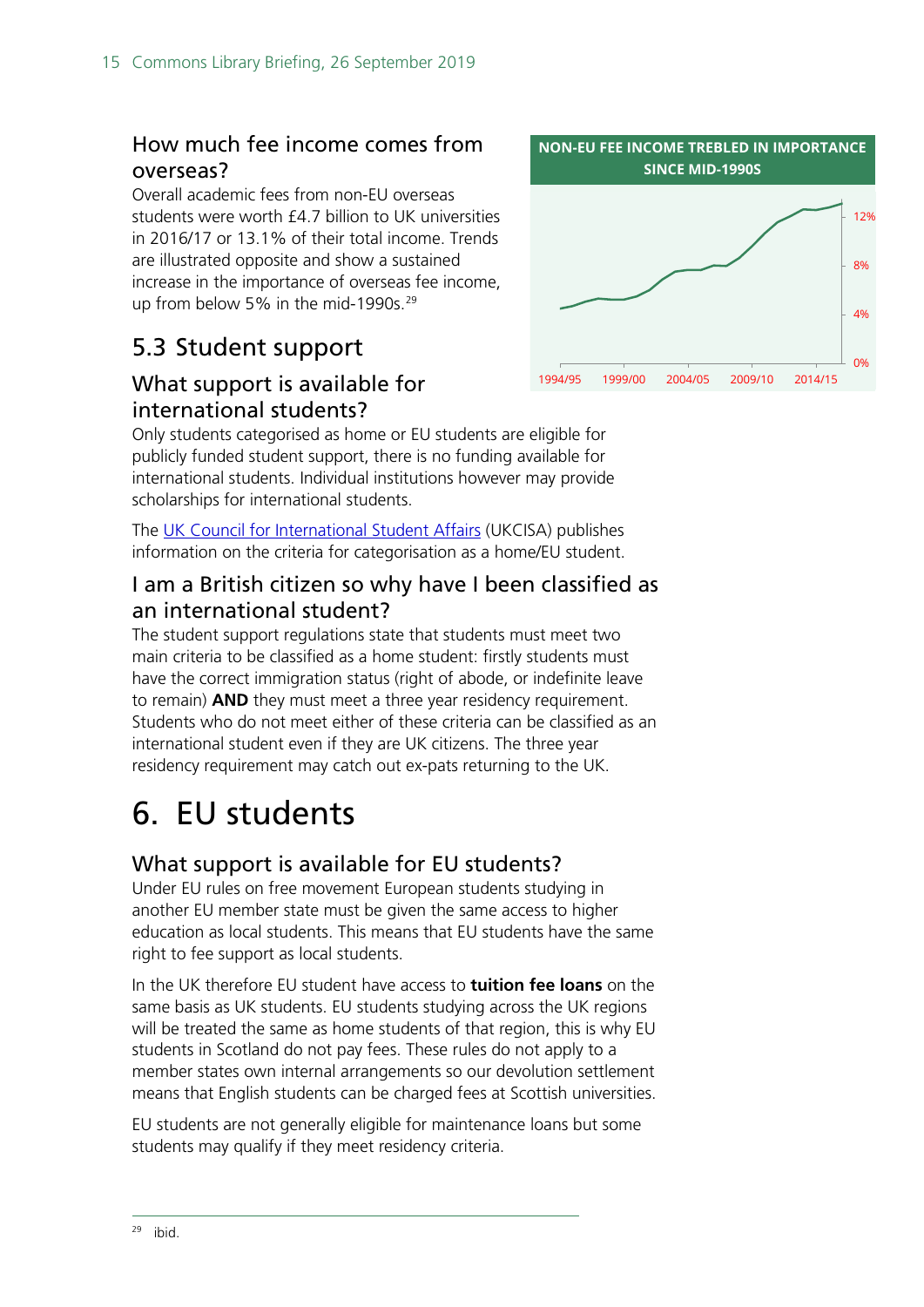## How much fee income comes from overseas?

Overall academic fees from non-EU overseas students were worth £4.7 billion to UK universities in 2016/17 or 13.1% of their total income. Trends are illustrated opposite and show a sustained increase in the importance of overseas fee income, up from below 5% in the mid-1990s.[29]

NON-EU FEE INCOME TREBLED IN IMPORTANCE SINCE MID-1990S

12%
8%
4%
0%
1994/95 1999/00 2004/05 2009/10 2014/15

## 5.3 Student support

### What support is available for international students?

Only students categorised as home or EU students are eligible for publicly funded student support, there is no funding available for international students. Individual institutions however may provide scholarships for international students.

The UK Council for International Student Affairs (UKCISA) publishes information on the criteria for categorisation as a home/EU student.

### I am a British citizen so why have I been classified as an international student?

The student support regulations state that students must meet two main criteria to be classified as a home student: firstly students must have the correct immigration status (right of abode, or indefinite leave to remain) **AND** they must meet a three year residency requirement. Students who do not meet either of these criteria can be classified as an international student even if they are UK citizens. The three year residency requirement may catch out ex-pats returning to the UK.

# 6. EU students

### What support is available for EU students?

Under EU rules on free movement European students studying in another EU member state must be given the same access to higher education as local students. This means that EU students have the same right to fee support as local students.

In the UK therefore EU student have access to **tuition fee loans** on the same basis as UK students. EU students studying across the UK regions will be treated the same as home students of that region, this is why EU students in Scotland do not pay fees. These rules do not apply to a member states own internal arrangements so our devolution settlement means that English students can be charged fees at Scottish universities.

EU students are not generally eligible for maintenance loans but some students may qualify if they meet residency criteria.

---

[29] ibid.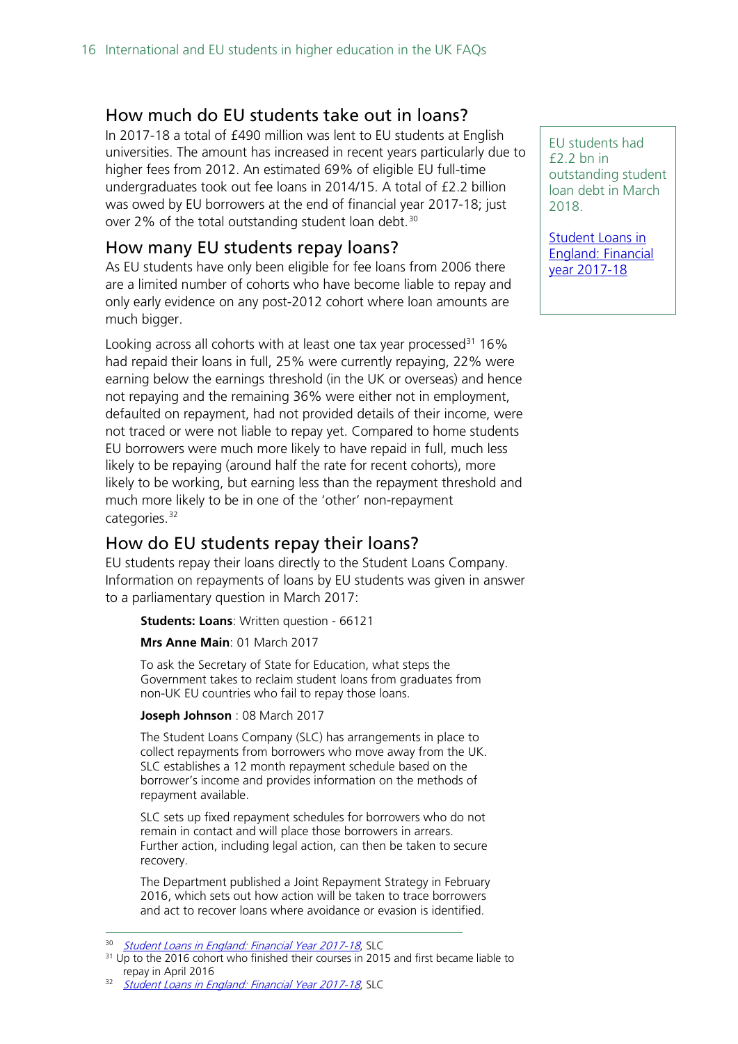## How much do EU students take out in loans?

In 2017-18 a total of £490 million was lent to EU students at English universities. The amount has increased in recent years particularly due to higher fees from 2012. An estimated 69% of eligible EU full-time undergraduates took out fee loans in 2014/15. A total of £2.2 billion was owed by EU borrowers at the end of financial year 2017-18; just over 2% of the total outstanding student loan debt.[30]

EU students had £2.2 bn in outstanding student loan debt in March 2018.

[Student Loans in England: Financial year 2017-18]

## How many EU students repay loans?

As EU students have only been eligible for fee loans from 2006 there are a limited number of cohorts who have become liable to repay and only early evidence on any post-2012 cohort where loan amounts are much bigger.

Looking across all cohorts with at least one tax year processed[31] 16% had repaid their loans in full, 25% were currently repaying, 22% were earning below the earnings threshold (in the UK or overseas) and hence not repaying and the remaining 36% were either not in employment, defaulted on repayment, had not provided details of their income, were not traced or were not liable to repay yet. Compared to home students EU borrowers were much more likely to have repaid in full, much less likely to be repaying (around half the rate for recent cohorts), more likely to be working, but earning less than the repayment threshold and much more likely to be in one of the 'other' non-repayment categories.[32]

## How do EU students repay their loans?

EU students repay their loans directly to the Student Loans Company. Information on repayments of loans by EU students was given in answer to a parliamentary question in March 2017:

> **Students: Loans**: Written question - 66121
>
> **Mrs Anne Main**: 01 March 2017
>
> To ask the Secretary of State for Education, what steps the Government takes to reclaim student loans from graduates from non-UK EU countries who fail to repay those loans.
>
> **Joseph Johnson** : 08 March 2017
>
> The Student Loans Company (SLC) has arrangements in place to collect repayments from borrowers who move away from the UK. SLC establishes a 12 month repayment schedule based on the borrower's income and provides information on the methods of repayment available.
>
> SLC sets up fixed repayment schedules for borrowers who do not remain in contact and will place those borrowers in arrears. Further action, including legal action, can then be taken to secure recovery.
>
> The Department published a Joint Repayment Strategy in February 2016, which sets out how action will be taken to trace borrowers and act to recover loans where avoidance or evasion is identified.

---

[30] *Student Loans in England: Financial Year 2017-18*, SLC

[31] Up to the 2016 cohort who finished their courses in 2015 and first became liable to repay in April 2016

[32] *Student Loans in England: Financial Year 2017-18*, SLC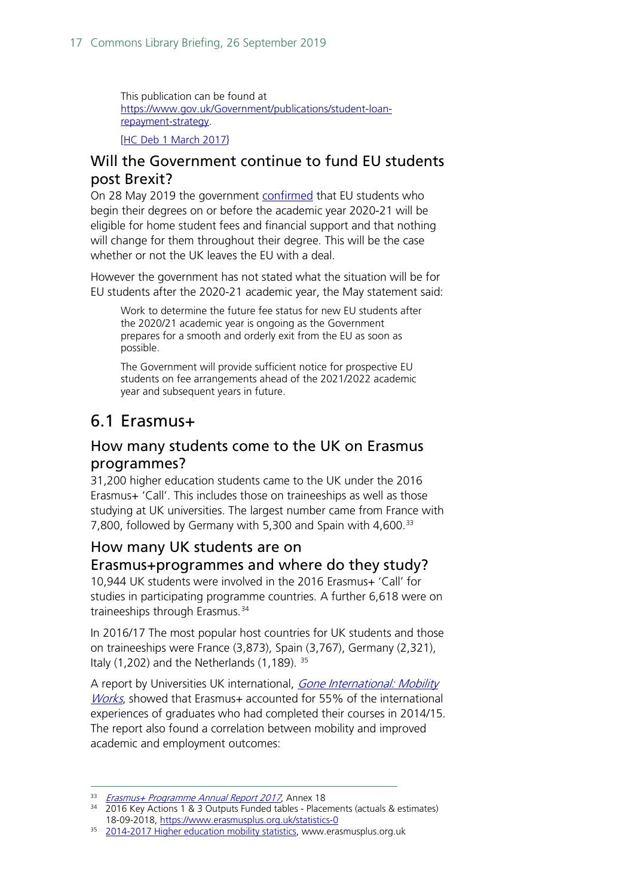This publication can be found at https://www.gov.uk/Government/publications/student-loan-repayment-strategy.

[HC Deb 1 March 2017]

### Will the Government continue to fund EU students post Brexit?

On 28 May 2019 the government confirmed that EU students who begin their degrees on or before the academic year 2020-21 will be eligible for home student fees and financial support and that nothing will change for them throughout their degree. This will be the case whether or not the UK leaves the EU with a deal.

However the government has not stated what the situation will be for EU students after the 2020-21 academic year, the May statement said:

> Work to determine the future fee status for new EU students after the 2020/21 academic year is ongoing as the Government prepares for a smooth and orderly exit from the EU as soon as possible.
>
> The Government will provide sufficient notice for prospective EU students on fee arrangements ahead of the 2021/2022 academic year and subsequent years in future.

## 6.1 Erasmus+

### How many students come to the UK on Erasmus programmes?

31,200 higher education students came to the UK under the 2016 Erasmus+ 'Call'. This includes those on traineeships as well as those studying at UK universities. The largest number came from France with 7,800, followed by Germany with 5,300 and Spain with 4,600.[33]

### How many UK students are on Erasmus+programmes and where do they study?

10,944 UK students were involved in the 2016 Erasmus+ 'Call' for studies in participating programme countries. A further 6,618 were on traineeships through Erasmus.[34]

In 2016/17 The most popular host countries for UK students and those on traineeships were France (3,873), Spain (3,767), Germany (2,321), Italy (1,202) and the Netherlands (1,189). [35]

A report by Universities UK international, *Gone International: Mobility Works*, showed that Erasmus+ accounted for 55% of the international experiences of graduates who had completed their courses in 2014/15. The report also found a correlation between mobility and improved academic and employment outcomes:

---

[33] *Erasmus+ Programme Annual Report 2017*, Annex 18

[34] 2016 Key Actions 1 & 3 Outputs Funded tables - Placements (actuals & estimates) 18-09-2018, https://www.erasmusplus.org.uk/statistics-0

[35] 2014-2017 Higher education mobility statistics, www.erasmusplus.org.uk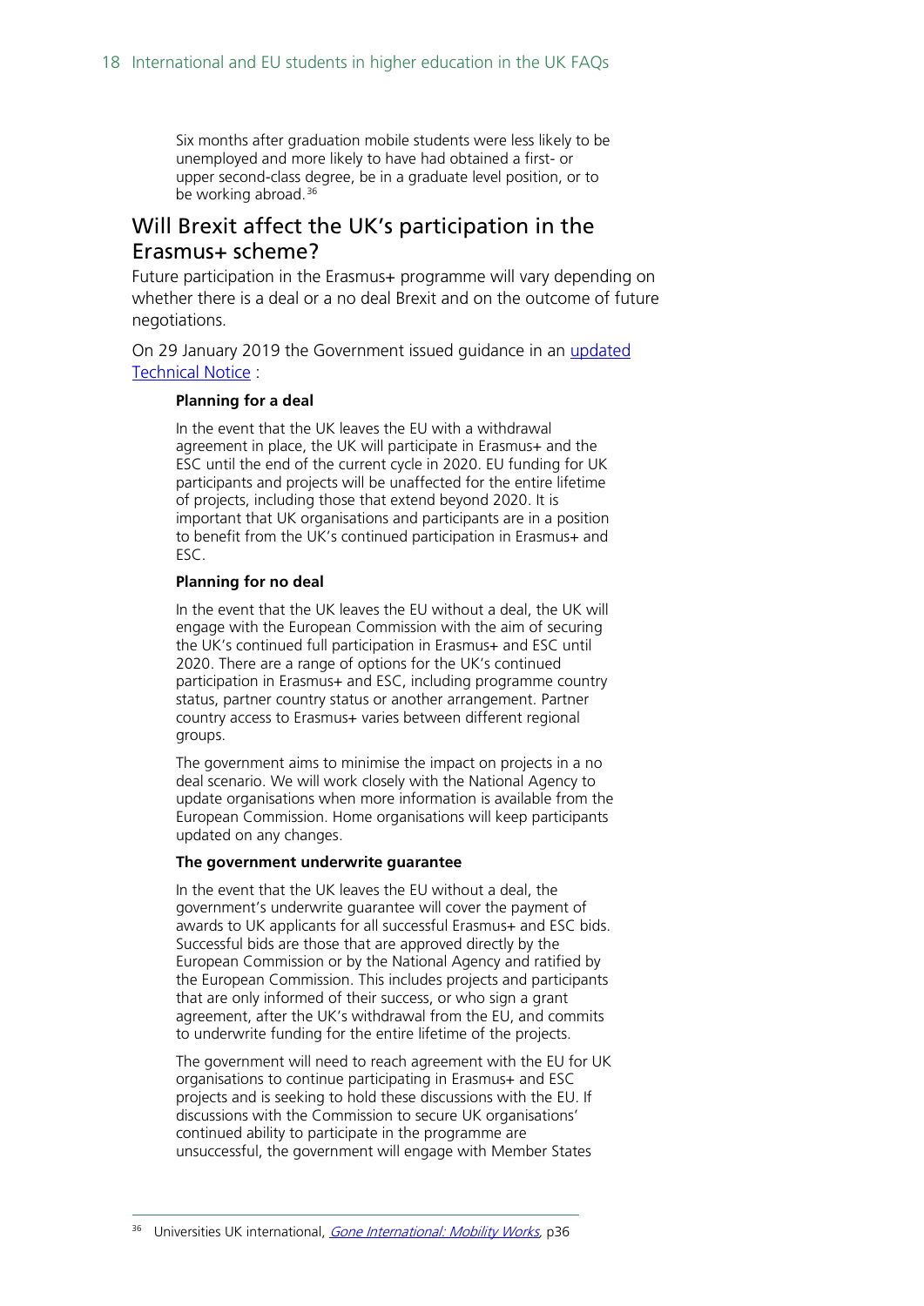Six months after graduation mobile students were less likely to be unemployed and more likely to have had obtained a first- or upper second-class degree, be in a graduate level position, or to be working abroad.[36]

## Will Brexit affect the UK's participation in the Erasmus+ scheme?

Future participation in the Erasmus+ programme will vary depending on whether there is a deal or a no deal Brexit and on the outcome of future negotiations.

On 29 January 2019 the Government issued guidance in an updated Technical Notice :

> **Planning for a deal**
>
> In the event that the UK leaves the EU with a withdrawal agreement in place, the UK will participate in Erasmus+ and the ESC until the end of the current cycle in 2020. EU funding for UK participants and projects will be unaffected for the entire lifetime of projects, including those that extend beyond 2020. It is important that UK organisations and participants are in a position to benefit from the UK's continued participation in Erasmus+ and ESC.
>
> **Planning for no deal**
>
> In the event that the UK leaves the EU without a deal, the UK will engage with the European Commission with the aim of securing the UK's continued full participation in Erasmus+ and ESC until 2020. There are a range of options for the UK's continued participation in Erasmus+ and ESC, including programme country status, partner country status or another arrangement. Partner country access to Erasmus+ varies between different regional groups.
>
> The government aims to minimise the impact on projects in a no deal scenario. We will work closely with the National Agency to update organisations when more information is available from the European Commission. Home organisations will keep participants updated on any changes.
>
> **The government underwrite guarantee**
>
> In the event that the UK leaves the EU without a deal, the government's underwrite guarantee will cover the payment of awards to UK applicants for all successful Erasmus+ and ESC bids. Successful bids are those that are approved directly by the European Commission or by the National Agency and ratified by the European Commission. This includes projects and participants that are only informed of their success, or who sign a grant agreement, after the UK's withdrawal from the EU, and commits to underwrite funding for the entire lifetime of the projects.
>
> The government will need to reach agreement with the EU for UK organisations to continue participating in Erasmus+ and ESC projects and is seeking to hold these discussions with the EU. If discussions with the Commission to secure UK organisations' continued ability to participate in the programme are unsuccessful, the government will engage with Member States

[36] Universities UK international, *Gone International: Mobility Works*, p36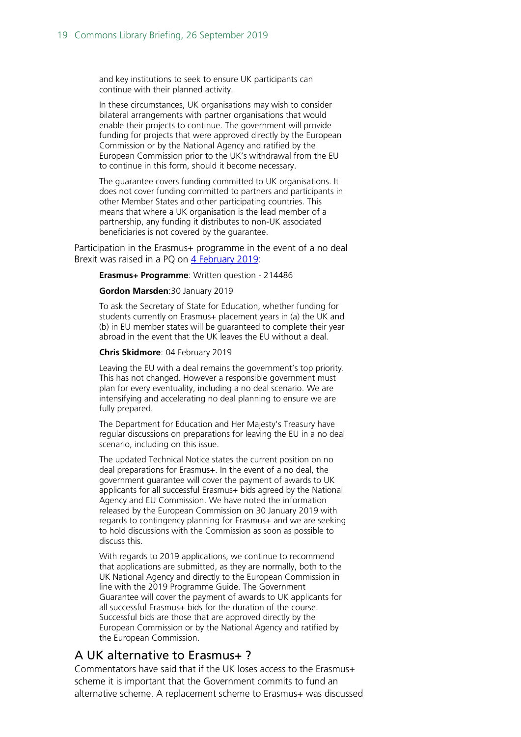> and key institutions to seek to ensure UK participants can continue with their planned activity.
>
> In these circumstances, UK organisations may wish to consider bilateral arrangements with partner organisations that would enable their projects to continue. The government will provide funding for projects that were approved directly by the European Commission or by the National Agency and ratified by the European Commission prior to the UK's withdrawal from the EU to continue in this form, should it become necessary.
>
> The guarantee covers funding committed to UK organisations. It does not cover funding committed to partners and participants in other Member States and other participating countries. This means that where a UK organisation is the lead member of a partnership, any funding it distributes to non-UK associated beneficiaries is not covered by the guarantee.

Participation in the Erasmus+ programme in the event of a no deal Brexit was raised in a PQ on [4 February 2019]:

> **Erasmus+ Programme**: Written question - 214486
>
> **Gordon Marsden**:30 January 2019
>
> To ask the Secretary of State for Education, whether funding for students currently on Erasmus+ placement years in (a) the UK and (b) in EU member states will be guaranteed to complete their year abroad in the event that the UK leaves the EU without a deal.
>
> **Chris Skidmore**: 04 February 2019
>
> Leaving the EU with a deal remains the government's top priority. This has not changed. However a responsible government must plan for every eventuality, including a no deal scenario. We are intensifying and accelerating no deal planning to ensure we are fully prepared.
>
> The Department for Education and Her Majesty's Treasury have regular discussions on preparations for leaving the EU in a no deal scenario, including on this issue.
>
> The updated Technical Notice states the current position on no deal preparations for Erasmus+. In the event of a no deal, the government guarantee will cover the payment of awards to UK applicants for all successful Erasmus+ bids agreed by the National Agency and EU Commission. We have noted the information released by the European Commission on 30 January 2019 with regards to contingency planning for Erasmus+ and we are seeking to hold discussions with the Commission as soon as possible to discuss this.
>
> With regards to 2019 applications, we continue to recommend that applications are submitted, as they are normally, both to the UK National Agency and directly to the European Commission in line with the 2019 Programme Guide. The Government Guarantee will cover the payment of awards to UK applicants for all successful Erasmus+ bids for the duration of the course. Successful bids are those that are approved directly by the European Commission or by the National Agency and ratified by the European Commission.

## A UK alternative to Erasmus+ ?

Commentators have said that if the UK loses access to the Erasmus+ scheme it is important that the Government commits to fund an alternative scheme. A replacement scheme to Erasmus+ was discussed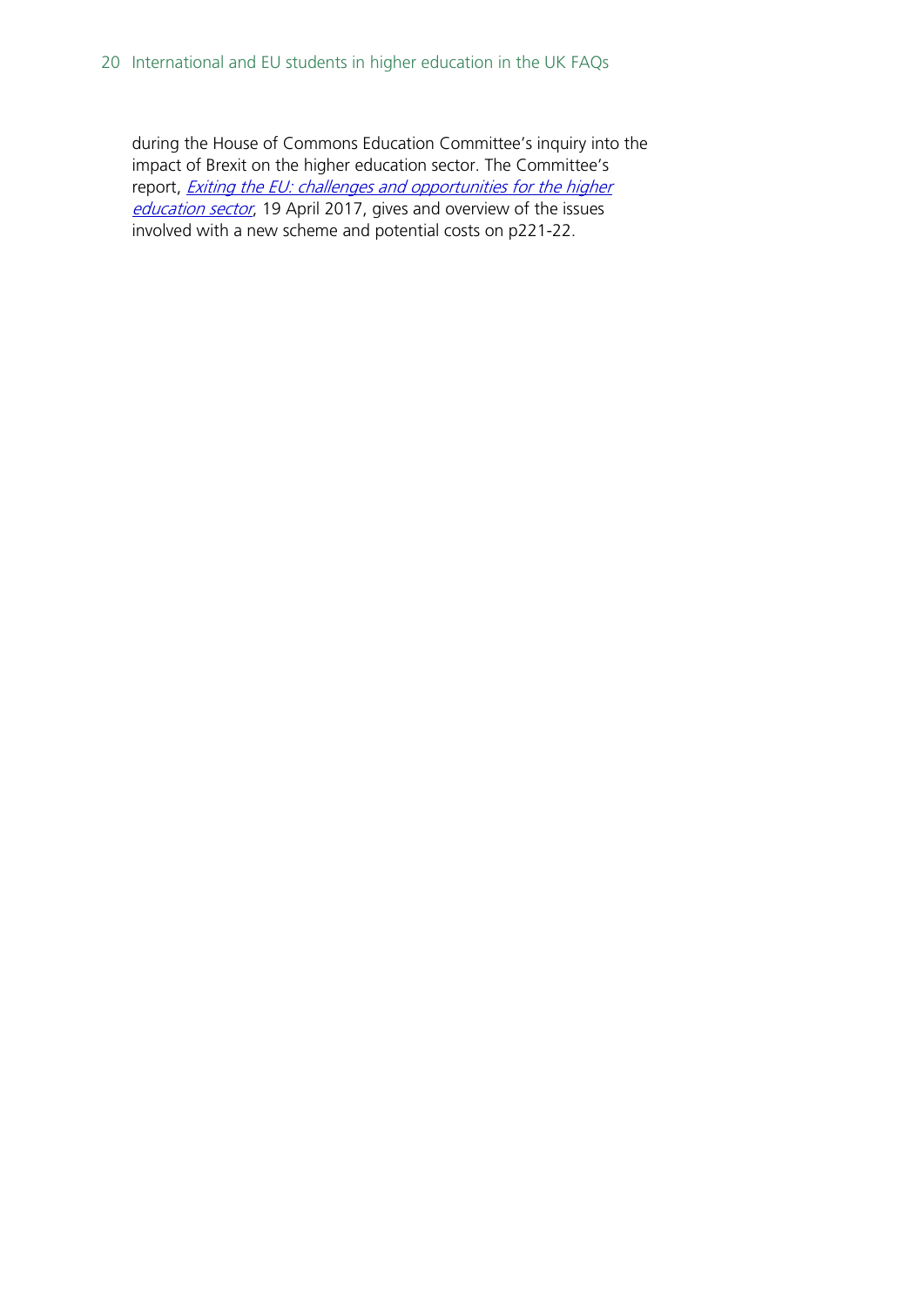during the House of Commons Education Committee's inquiry into the impact of Brexit on the higher education sector. The Committee's report, *Exiting the EU: challenges and opportunities for the higher education sector*, 19 April 2017, gives and overview of the issues involved with a new scheme and potential costs on p221-22.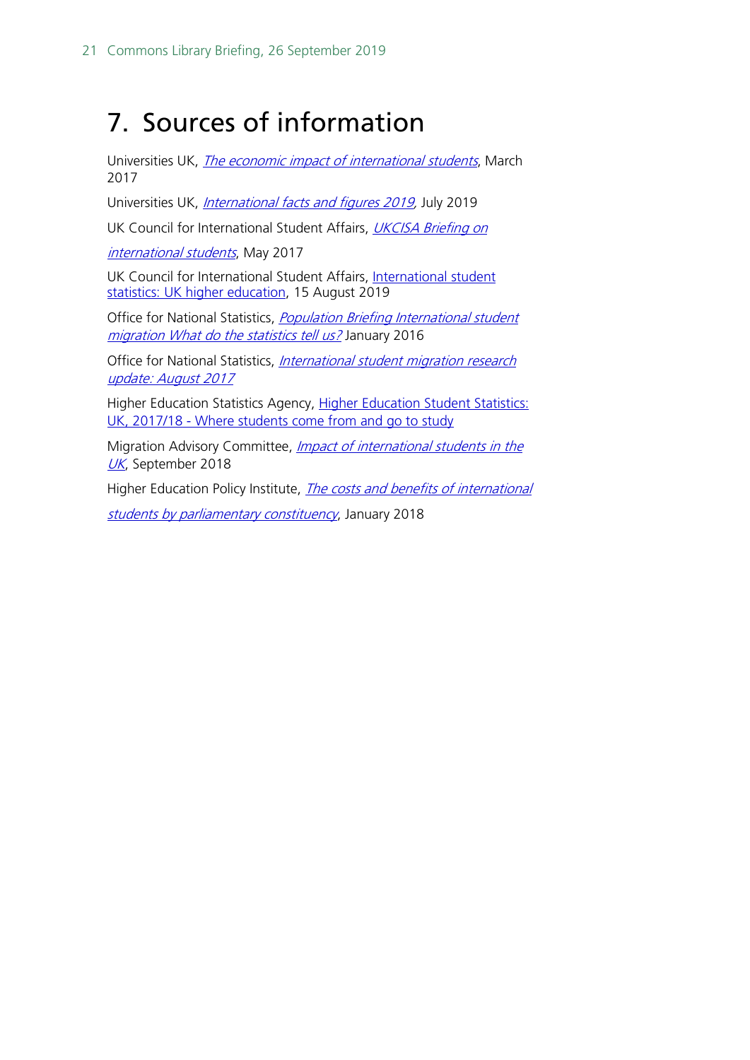# 7. Sources of information

Universities UK, *The economic impact of international students*, March 2017

Universities UK, *International facts and figures 2019*, July 2019

UK Council for International Student Affairs, *UKCISA Briefing on international students*, May 2017

UK Council for International Student Affairs, International student statistics: UK higher education, 15 August 2019

Office for National Statistics, *Population Briefing International student migration What do the statistics tell us?* January 2016

Office for National Statistics, *International student migration research update: August 2017*

Higher Education Statistics Agency, Higher Education Student Statistics: UK, 2017/18 - Where students come from and go to study

Migration Advisory Committee, *Impact of international students in the UK*, September 2018

Higher Education Policy Institute, *The costs and benefits of international students by parliamentary constituency*, January 2018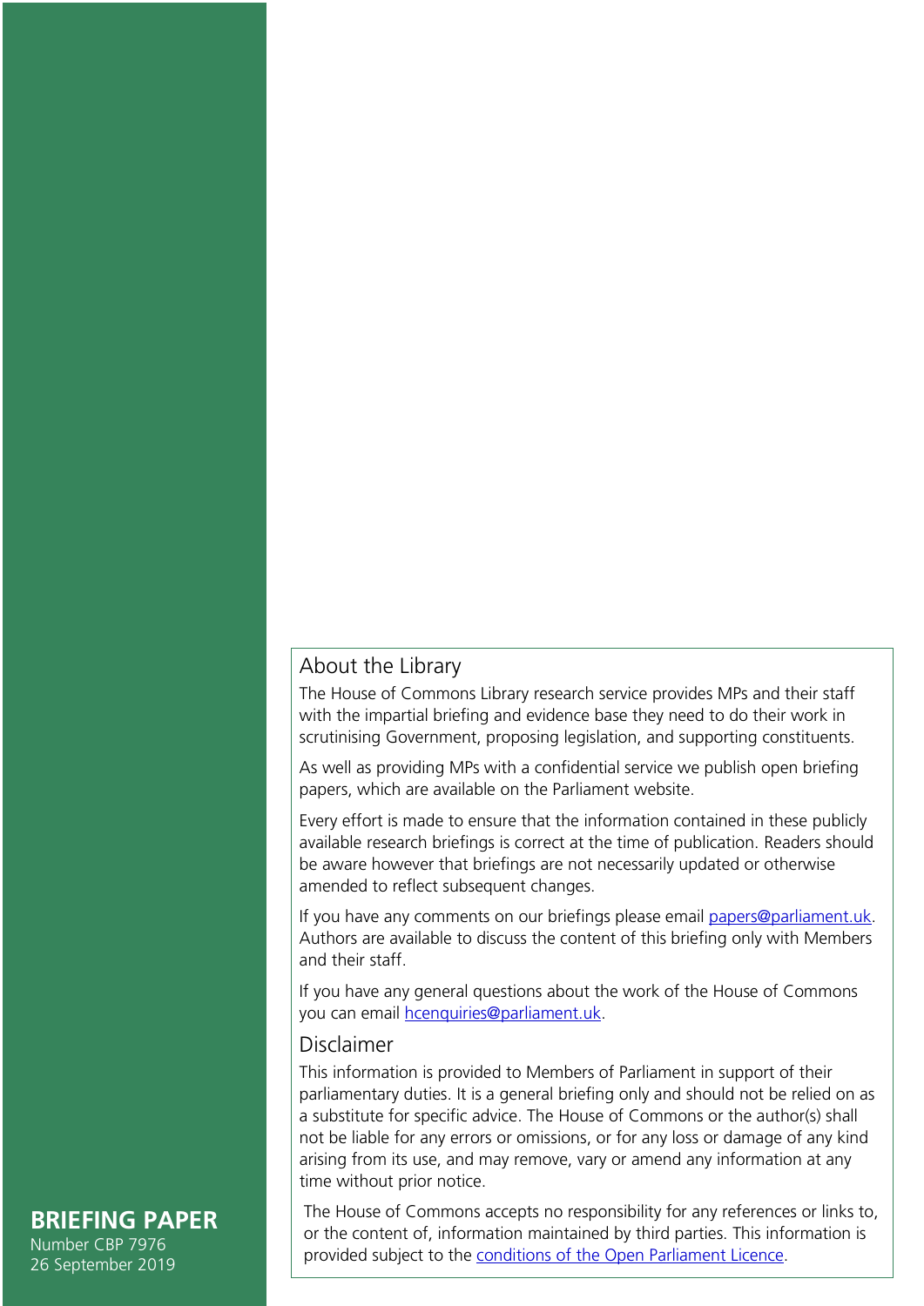## About the Library

The House of Commons Library research service provides MPs and their staff with the impartial briefing and evidence base they need to do their work in scrutinising Government, proposing legislation, and supporting constituents.

As well as providing MPs with a confidential service we publish open briefing papers, which are available on the Parliament website.

Every effort is made to ensure that the information contained in these publicly available research briefings is correct at the time of publication. Readers should be aware however that briefings are not necessarily updated or otherwise amended to reflect subsequent changes.

If you have any comments on our briefings please email papers@parliament.uk. Authors are available to discuss the content of this briefing only with Members and their staff.

If you have any general questions about the work of the House of Commons you can email hcenquiries@parliament.uk.

## Disclaimer

This information is provided to Members of Parliament in support of their parliamentary duties. It is a general briefing only and should not be relied on as a substitute for specific advice. The House of Commons or the author(s) shall not be liable for any errors or omissions, or for any loss or damage of any kind arising from its use, and may remove, vary or amend any information at any time without prior notice.

The House of Commons accepts no responsibility for any references or links to, or the content of, information maintained by third parties. This information is provided subject to the conditions of the Open Parliament Licence.

**BRIEFING PAPER**

Number CBP 7976

26 September 2019